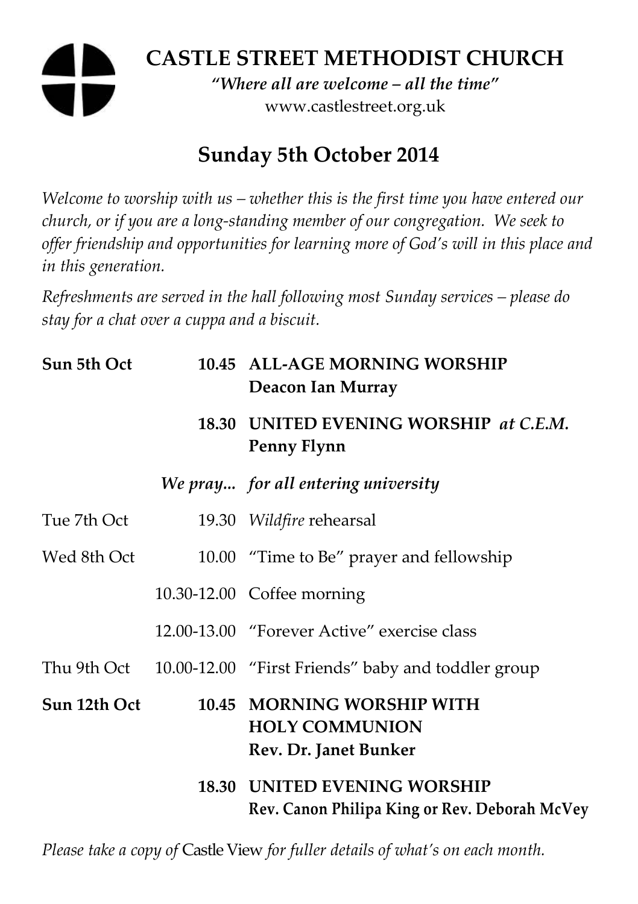# CASTLE STREET METHODIST CHURCH

*"Where all are welcome – all the time"*

www.castlestreet.org.uk

## Sunday 5th October 2014

*Welcome to worship with us – whether this is the first time you have entered our church, or if you are a long-standing member of our congregation. We seek to offer friendship and opportunities for learning more of God's will in this place and in this generation.*

*Refreshments are served in the hall following most Sunday services – please do stay for a chat over a cuppa and a biscuit.*

| | | |
|---|---|---|
| **Sun 5th Oct** | **10.45** | **ALL-AGE MORNING WORSHIP**<br>**Deacon Ian Murray** |
| | **18.30** | **UNITED EVENING WORSHIP** ***at C.E.M.***<br>**Penny Flynn** |
| | ***We pray...*** | ***for all entering university*** |
| Tue 7th Oct | 19.30 | *Wildfire* rehearsal |
| Wed 8th Oct | 10.00 | "Time to Be" prayer and fellowship |
| | 10.30-12.00 | Coffee morning |
| | 12.00-13.00 | "Forever Active" exercise class |
| Thu 9th Oct | 10.00-12.00 | "First Friends" baby and toddler group |
| **Sun 12th Oct** | **10.45** | **MORNING WORSHIP WITH HOLY COMMUNION**<br>**Rev. Dr. Janet Bunker** |
| | **18.30** | **UNITED EVENING WORSHIP**<br>**Rev. Canon Philipa King or Rev. Deborah McVey** |

*Please take a copy of* Castle View *for fuller details of what's on each month.*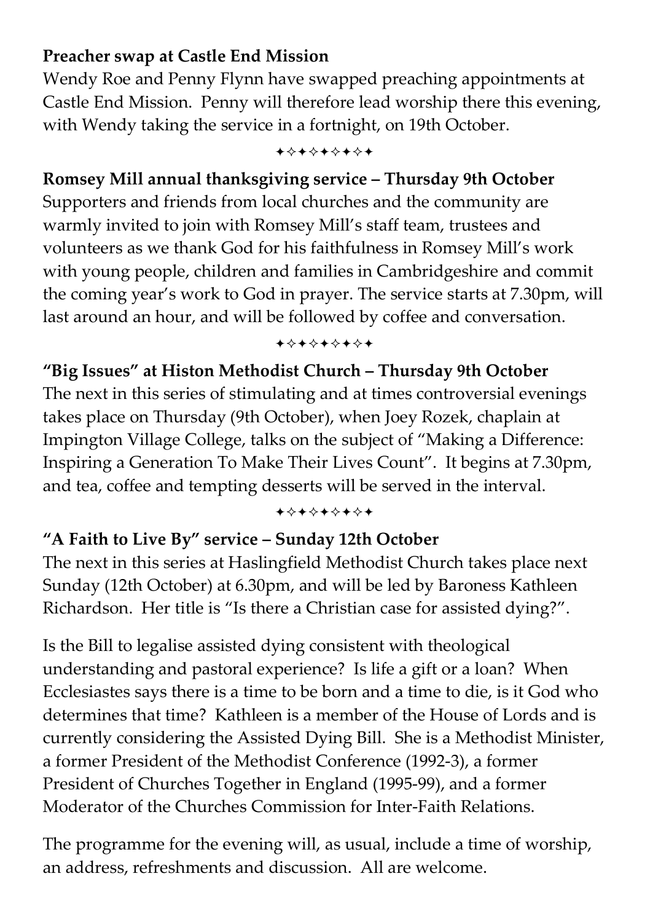**Preacher swap at Castle End Mission**

Wendy Roe and Penny Flynn have swapped preaching appointments at Castle End Mission. Penny will therefore lead worship there this evening, with Wendy taking the service in a fortnight, on 19th October.

✦✧✦✧✦✧✦✧✦

**Romsey Mill annual thanksgiving service – Thursday 9th October**

Supporters and friends from local churches and the community are warmly invited to join with Romsey Mill's staff team, trustees and volunteers as we thank God for his faithfulness in Romsey Mill's work with young people, children and families in Cambridgeshire and commit the coming year's work to God in prayer. The service starts at 7.30pm, will last around an hour, and will be followed by coffee and conversation.

✦✧✦✧✦✧✦✧✦

**"Big Issues" at Histon Methodist Church – Thursday 9th October**

The next in this series of stimulating and at times controversial evenings takes place on Thursday (9th October), when Joey Rozek, chaplain at Impington Village College, talks on the subject of "Making a Difference: Inspiring a Generation To Make Their Lives Count". It begins at 7.30pm, and tea, coffee and tempting desserts will be served in the interval.

✦✧✦✧✦✧✦✧✦

**"A Faith to Live By" service – Sunday 12th October**

The next in this series at Haslingfield Methodist Church takes place next Sunday (12th October) at 6.30pm, and will be led by Baroness Kathleen Richardson. Her title is "Is there a Christian case for assisted dying?".

Is the Bill to legalise assisted dying consistent with theological understanding and pastoral experience? Is life a gift or a loan? When Ecclesiastes says there is a time to be born and a time to die, is it God who determines that time? Kathleen is a member of the House of Lords and is currently considering the Assisted Dying Bill. She is a Methodist Minister, a former President of the Methodist Conference (1992-3), a former President of Churches Together in England (1995-99), and a former Moderator of the Churches Commission for Inter-Faith Relations.

The programme for the evening will, as usual, include a time of worship, an address, refreshments and discussion. All are welcome.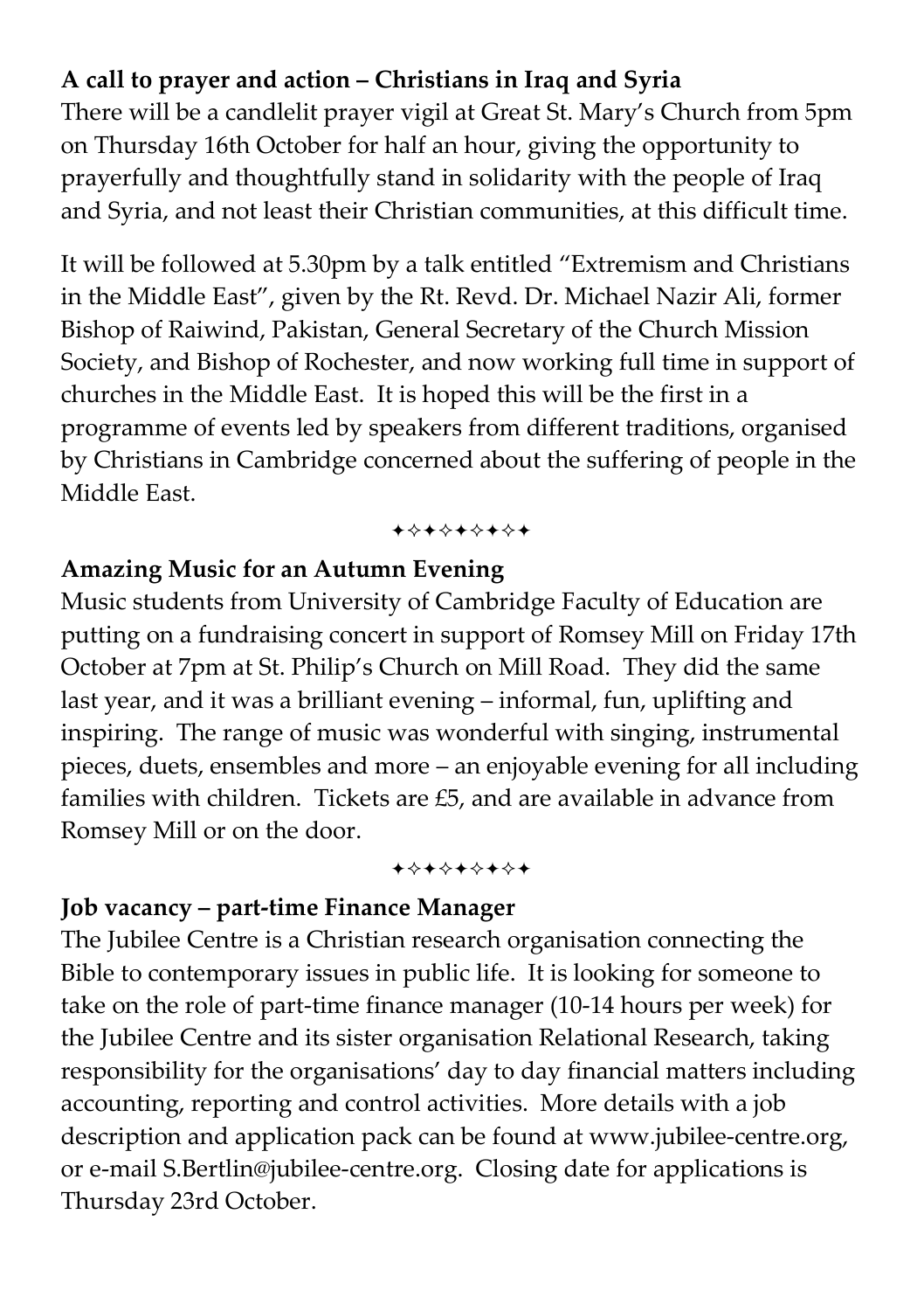**A call to prayer and action – Christians in Iraq and Syria**

There will be a candlelit prayer vigil at Great St. Mary's Church from 5pm on Thursday 16th October for half an hour, giving the opportunity to prayerfully and thoughtfully stand in solidarity with the people of Iraq and Syria, and not least their Christian communities, at this difficult time.

It will be followed at 5.30pm by a talk entitled "Extremism and Christians in the Middle East", given by the Rt. Revd. Dr. Michael Nazir Ali, former Bishop of Raiwind, Pakistan, General Secretary of the Church Mission Society, and Bishop of Rochester, and now working full time in support of churches in the Middle East. It is hoped this will be the first in a programme of events led by speakers from different traditions, organised by Christians in Cambridge concerned about the suffering of people in the Middle East.

✦✧✦✧✦✧✦✧✦

**Amazing Music for an Autumn Evening**

Music students from University of Cambridge Faculty of Education are putting on a fundraising concert in support of Romsey Mill on Friday 17th October at 7pm at St. Philip's Church on Mill Road. They did the same last year, and it was a brilliant evening – informal, fun, uplifting and inspiring. The range of music was wonderful with singing, instrumental pieces, duets, ensembles and more – an enjoyable evening for all including families with children. Tickets are £5, and are available in advance from Romsey Mill or on the door.

✦✧✦✧✦✧✦✧✦

**Job vacancy – part-time Finance Manager**

The Jubilee Centre is a Christian research organisation connecting the Bible to contemporary issues in public life. It is looking for someone to take on the role of part-time finance manager (10-14 hours per week) for the Jubilee Centre and its sister organisation Relational Research, taking responsibility for the organisations' day to day financial matters including accounting, reporting and control activities. More details with a job description and application pack can be found at www.jubilee-centre.org, or e-mail S.Bertlin@jubilee-centre.org. Closing date for applications is Thursday 23rd October.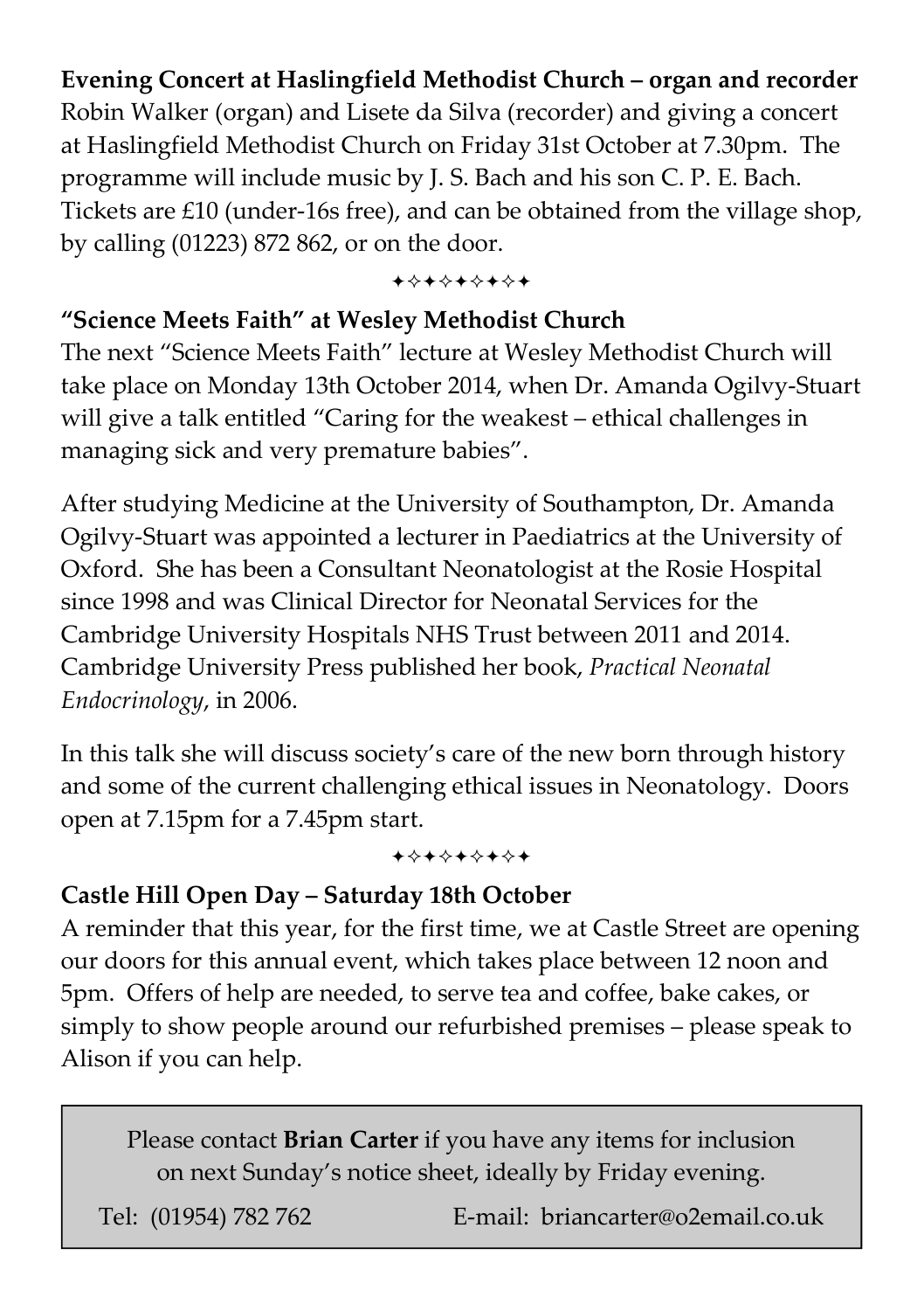**Evening Concert at Haslingfield Methodist Church – organ and recorder**

Robin Walker (organ) and Lisete da Silva (recorder) and giving a concert at Haslingfield Methodist Church on Friday 31st October at 7.30pm. The programme will include music by J. S. Bach and his son C. P. E. Bach. Tickets are £10 (under-16s free), and can be obtained from the village shop, by calling (01223) 872 862, or on the door.

✦✧✦✧✦✧✦✧✦

**"Science Meets Faith" at Wesley Methodist Church**

The next "Science Meets Faith" lecture at Wesley Methodist Church will take place on Monday 13th October 2014, when Dr. Amanda Ogilvy-Stuart will give a talk entitled "Caring for the weakest – ethical challenges in managing sick and very premature babies".

After studying Medicine at the University of Southampton, Dr. Amanda Ogilvy-Stuart was appointed a lecturer in Paediatrics at the University of Oxford. She has been a Consultant Neonatologist at the Rosie Hospital since 1998 and was Clinical Director for Neonatal Services for the Cambridge University Hospitals NHS Trust between 2011 and 2014. Cambridge University Press published her book, *Practical Neonatal Endocrinology*, in 2006.

In this talk she will discuss society's care of the new born through history and some of the current challenging ethical issues in Neonatology. Doors open at 7.15pm for a 7.45pm start.

✦✧✦✧✦✧✦✧✦

**Castle Hill Open Day – Saturday 18th October**

A reminder that this year, for the first time, we at Castle Street are opening our doors for this annual event, which takes place between 12 noon and 5pm. Offers of help are needed, to serve tea and coffee, bake cakes, or simply to show people around our refurbished premises – please speak to Alison if you can help.

Please contact **Brian Carter** if you have any items for inclusion on next Sunday's notice sheet, ideally by Friday evening.

Tel: (01954) 782 762 E-mail: briancarter@o2email.co.uk